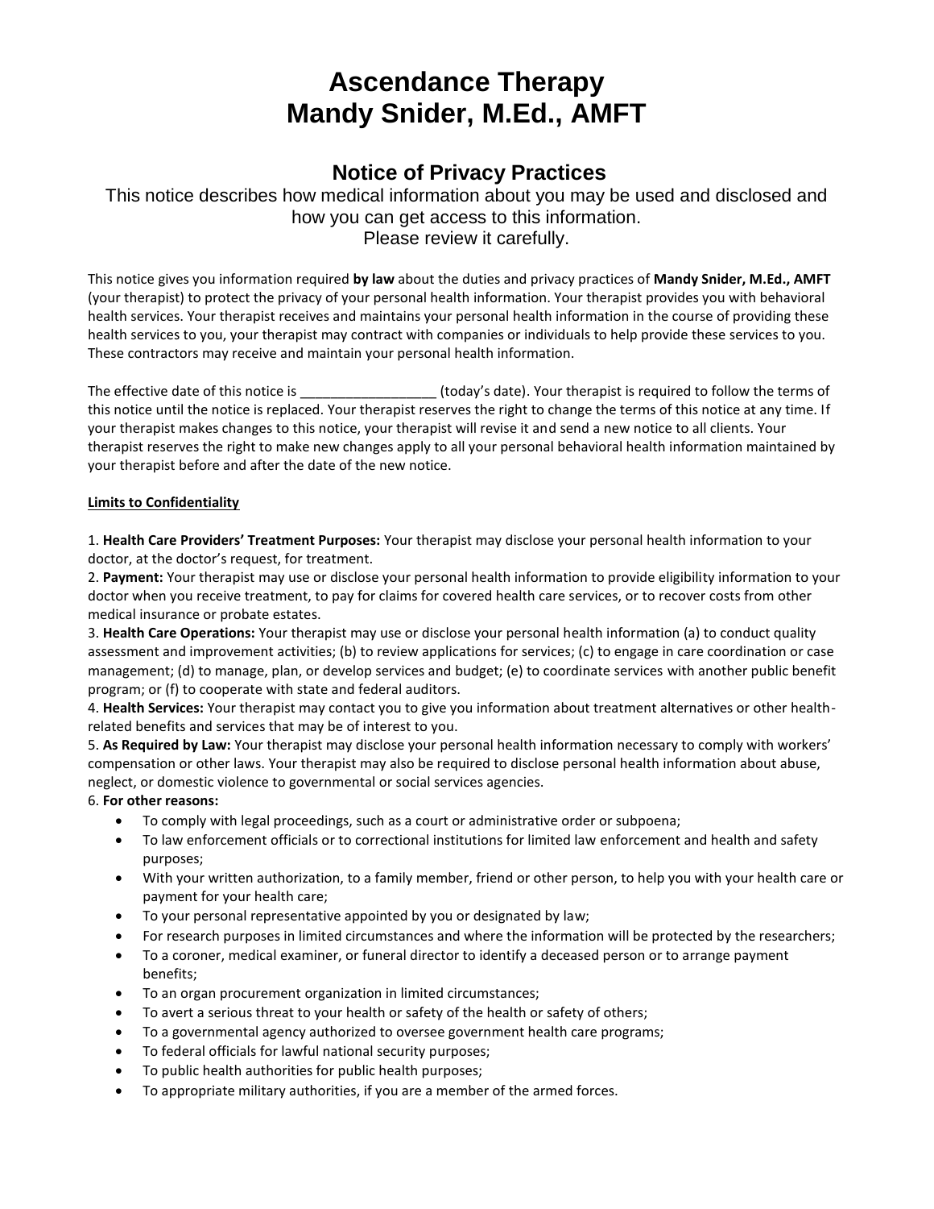# Ascendance Therapy
# Mandy Snider, M.Ed., AMFT

## Notice of Privacy Practices

This notice describes how medical information about you may be used and disclosed and how you can get access to this information.
Please review it carefully.

This notice gives you information required **by law** about the duties and privacy practices of **Mandy Snider, M.Ed., AMFT** (your therapist) to protect the privacy of your personal health information. Your therapist provides you with behavioral health services. Your therapist receives and maintains your personal health information in the course of providing these health services to you, your therapist may contract with companies or individuals to help provide these services to you. These contractors may receive and maintain your personal health information.

The effective date of this notice is __________________ (today's date). Your therapist is required to follow the terms of this notice until the notice is replaced. Your therapist reserves the right to change the terms of this notice at any time. If your therapist makes changes to this notice, your therapist will revise it and send a new notice to all clients. Your therapist reserves the right to make new changes apply to all your personal behavioral health information maintained by your therapist before and after the date of the new notice.

**Limits to Confidentiality**

1. **Health Care Providers' Treatment Purposes:** Your therapist may disclose your personal health information to your doctor, at the doctor's request, for treatment.
2. **Payment:** Your therapist may use or disclose your personal health information to provide eligibility information to your doctor when you receive treatment, to pay for claims for covered health care services, or to recover costs from other medical insurance or probate estates.
3. **Health Care Operations:** Your therapist may use or disclose your personal health information (a) to conduct quality assessment and improvement activities; (b) to review applications for services; (c) to engage in care coordination or case management; (d) to manage, plan, or develop services and budget; (e) to coordinate services with another public benefit program; or (f) to cooperate with state and federal auditors.
4. **Health Services:** Your therapist may contact you to give you information about treatment alternatives or other health-related benefits and services that may be of interest to you.
5. **As Required by Law:** Your therapist may disclose your personal health information necessary to comply with workers' compensation or other laws. Your therapist may also be required to disclose personal health information about abuse, neglect, or domestic violence to governmental or social services agencies.
6. **For other reasons:**
   - To comply with legal proceedings, such as a court or administrative order or subpoena;
   - To law enforcement officials or to correctional institutions for limited law enforcement and health and safety purposes;
   - With your written authorization, to a family member, friend or other person, to help you with your health care or payment for your health care;
   - To your personal representative appointed by you or designated by law;
   - For research purposes in limited circumstances and where the information will be protected by the researchers;
   - To a coroner, medical examiner, or funeral director to identify a deceased person or to arrange payment benefits;
   - To an organ procurement organization in limited circumstances;
   - To avert a serious threat to your health or safety of the health or safety of others;
   - To a governmental agency authorized to oversee government health care programs;
   - To federal officials for lawful national security purposes;
   - To public health authorities for public health purposes;
   - To appropriate military authorities, if you are a member of the armed forces.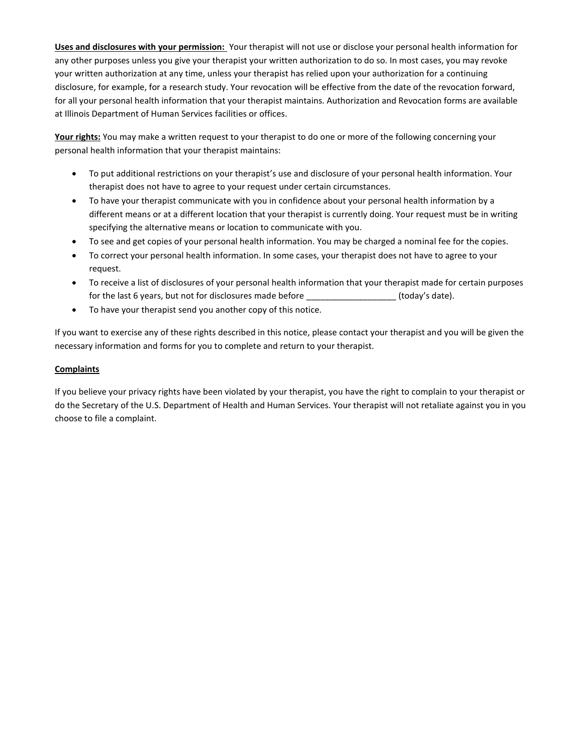**<u>Uses and disclosures with your permission:</u>** Your therapist will not use or disclose your personal health information for any other purposes unless you give your therapist your written authorization to do so. In most cases, you may revoke your written authorization at any time, unless your therapist has relied upon your authorization for a continuing disclosure, for example, for a research study. Your revocation will be effective from the date of the revocation forward, for all your personal health information that your therapist maintains. Authorization and Revocation forms are available at Illinois Department of Human Services facilities or offices.

**<u>Your rights:</u>** You may make a written request to your therapist to do one or more of the following concerning your personal health information that your therapist maintains:

- To put additional restrictions on your therapist's use and disclosure of your personal health information. Your therapist does not have to agree to your request under certain circumstances.
- To have your therapist communicate with you in confidence about your personal health information by a different means or at a different location that your therapist is currently doing. Your request must be in writing specifying the alternative means or location to communicate with you.
- To see and get copies of your personal health information. You may be charged a nominal fee for the copies.
- To correct your personal health information. In some cases, your therapist does not have to agree to your request.
- To receive a list of disclosures of your personal health information that your therapist made for certain purposes for the last 6 years, but not for disclosures made before ___________________ (today's date).
- To have your therapist send you another copy of this notice.

If you want to exercise any of these rights described in this notice, please contact your therapist and you will be given the necessary information and forms for you to complete and return to your therapist.

**<u>Complaints</u>**

If you believe your privacy rights have been violated by your therapist, you have the right to complain to your therapist or do the Secretary of the U.S. Department of Health and Human Services. Your therapist will not retaliate against you in you choose to file a complaint.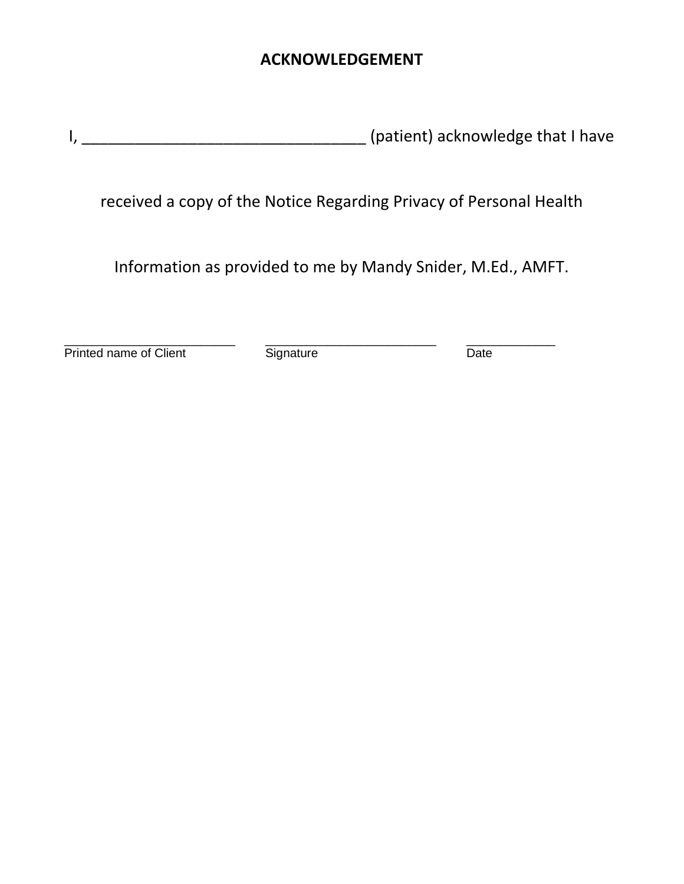# ACKNOWLEDGEMENT

I, ________________________________ (patient) acknowledge that I have received a copy of the Notice Regarding Privacy of Personal Health Information as provided to me by Mandy Snider, M.Ed., AMFT.

| | | |
|---|---|---|
| _________________________ | _________________________ | _____________ |
| Printed name of Client | Signature | Date |